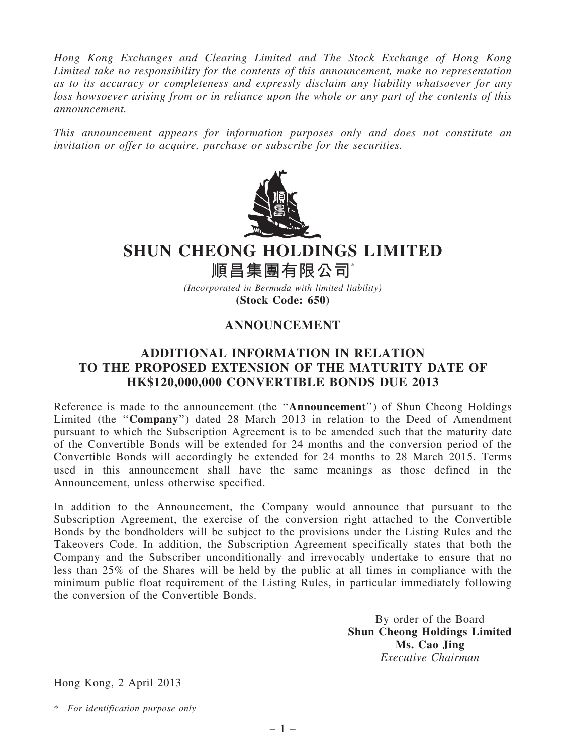*Hong Kong Exchanges and Clearing Limited and The Stock Exchange of Hong Kong Limited take no responsibility for the contents of this announcement, make no representation as to its accuracy or completeness and expressly disclaim any liability whatsoever for any loss howsoever arising from or in reliance upon the whole or any part of the contents of this announcement.*

*This announcement appears for information purposes only and does not constitute an invitation or offer to acquire, purchase or subscribe for the securities.*

# SHUN CHEONG HOLDINGS LIMITED

# 順昌集團有限公司*

*(Incorporated in Bermuda with limited liability)*

**(Stock Code: 650)**

## ANNOUNCEMENT

## ADDITIONAL INFORMATION IN RELATION TO THE PROPOSED EXTENSION OF THE MATURITY DATE OF HK$120,000,000 CONVERTIBLE BONDS DUE 2013

Reference is made to the announcement (the "**Announcement**") of Shun Cheong Holdings Limited (the "**Company**") dated 28 March 2013 in relation to the Deed of Amendment pursuant to which the Subscription Agreement is to be amended such that the maturity date of the Convertible Bonds will be extended for 24 months and the conversion period of the Convertible Bonds will accordingly be extended for 24 months to 28 March 2015. Terms used in this announcement shall have the same meanings as those defined in the Announcement, unless otherwise specified.

In addition to the Announcement, the Company would announce that pursuant to the Subscription Agreement, the exercise of the conversion right attached to the Convertible Bonds by the bondholders will be subject to the provisions under the Listing Rules and the Takeovers Code. In addition, the Subscription Agreement specifically states that both the Company and the Subscriber unconditionally and irrevocably undertake to ensure that no less than 25% of the Shares will be held by the public at all times in compliance with the minimum public float requirement of the Listing Rules, in particular immediately following the conversion of the Convertible Bonds.

By order of the Board
**Shun Cheong Holdings Limited**
**Ms. Cao Jing**
*Executive Chairman*

Hong Kong, 2 April 2013

\* *For identification purpose only*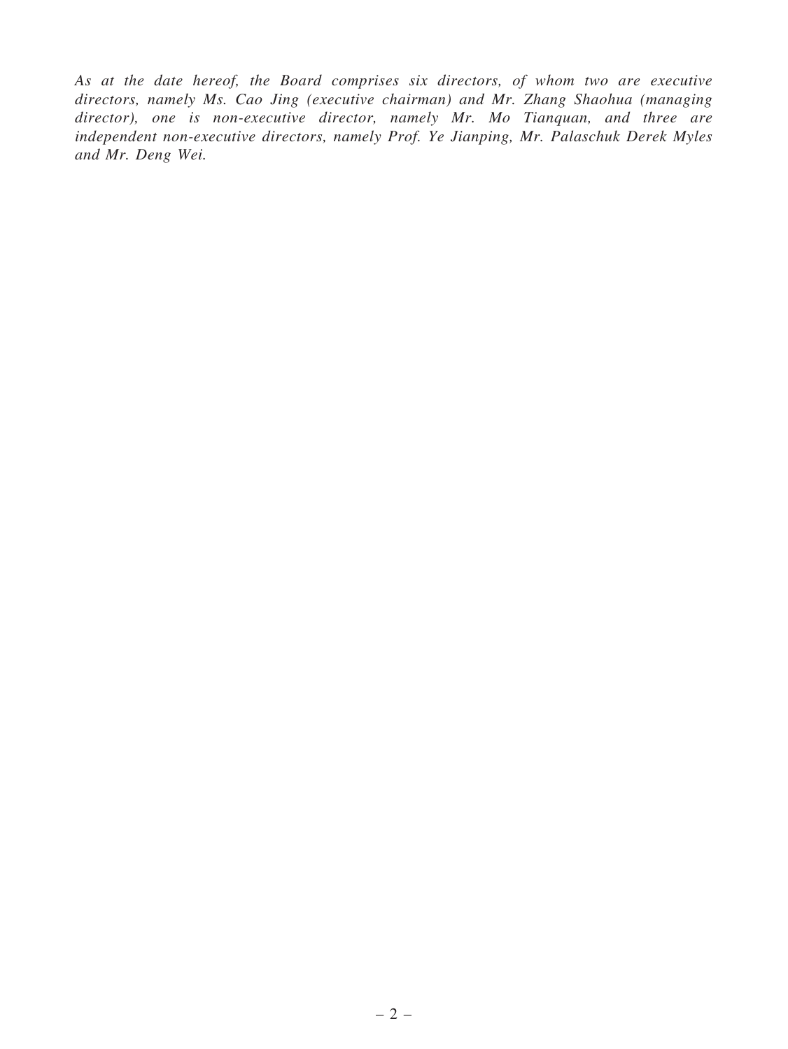*As at the date hereof, the Board comprises six directors, of whom two are executive directors, namely Ms. Cao Jing (executive chairman) and Mr. Zhang Shaohua (managing director), one is non-executive director, namely Mr. Mo Tianquan, and three are independent non-executive directors, namely Prof. Ye Jianping, Mr. Palaschuk Derek Myles and Mr. Deng Wei.*